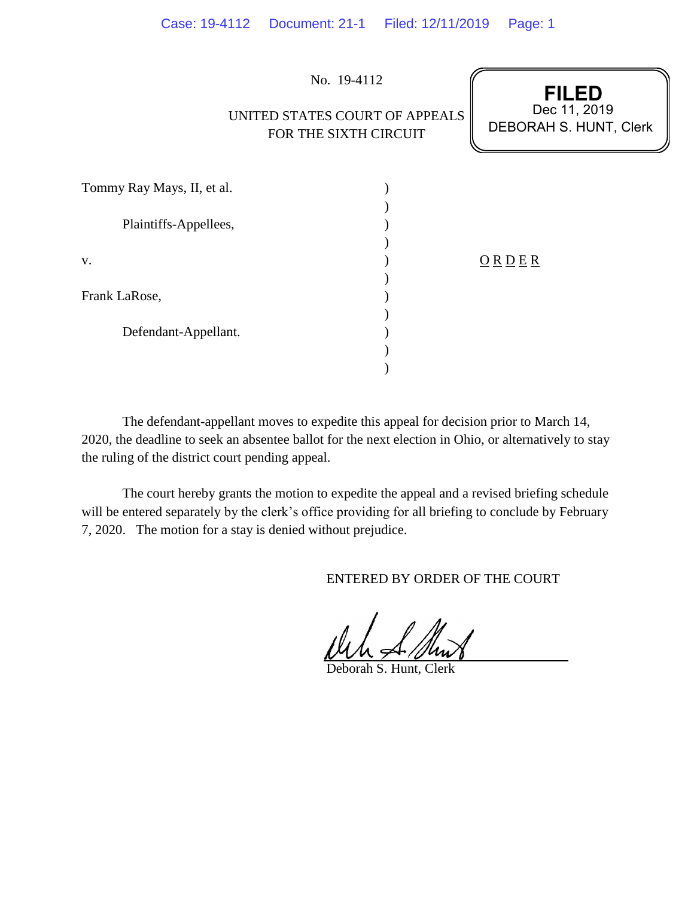No. 19-4112

UNITED STATES COURT OF APPEALS
FOR THE SIXTH CIRCUIT

**FILED**
Dec 11, 2019
DEBORAH S. HUNT, Clerk

Tommy Ray Mays, II, et al.

Plaintiffs-Appellees,

v.

Frank LaRose,

Defendant-Appellant.

O R D E R

The defendant-appellant moves to expedite this appeal for decision prior to March 14, 2020, the deadline to seek an absentee ballot for the next election in Ohio, or alternatively to stay the ruling of the district court pending appeal.

The court hereby grants the motion to expedite the appeal and a revised briefing schedule will be entered separately by the clerk's office providing for all briefing to conclude by February 7, 2020. The motion for a stay is denied without prejudice.

ENTERED BY ORDER OF THE COURT

Deborah S. Hunt, Clerk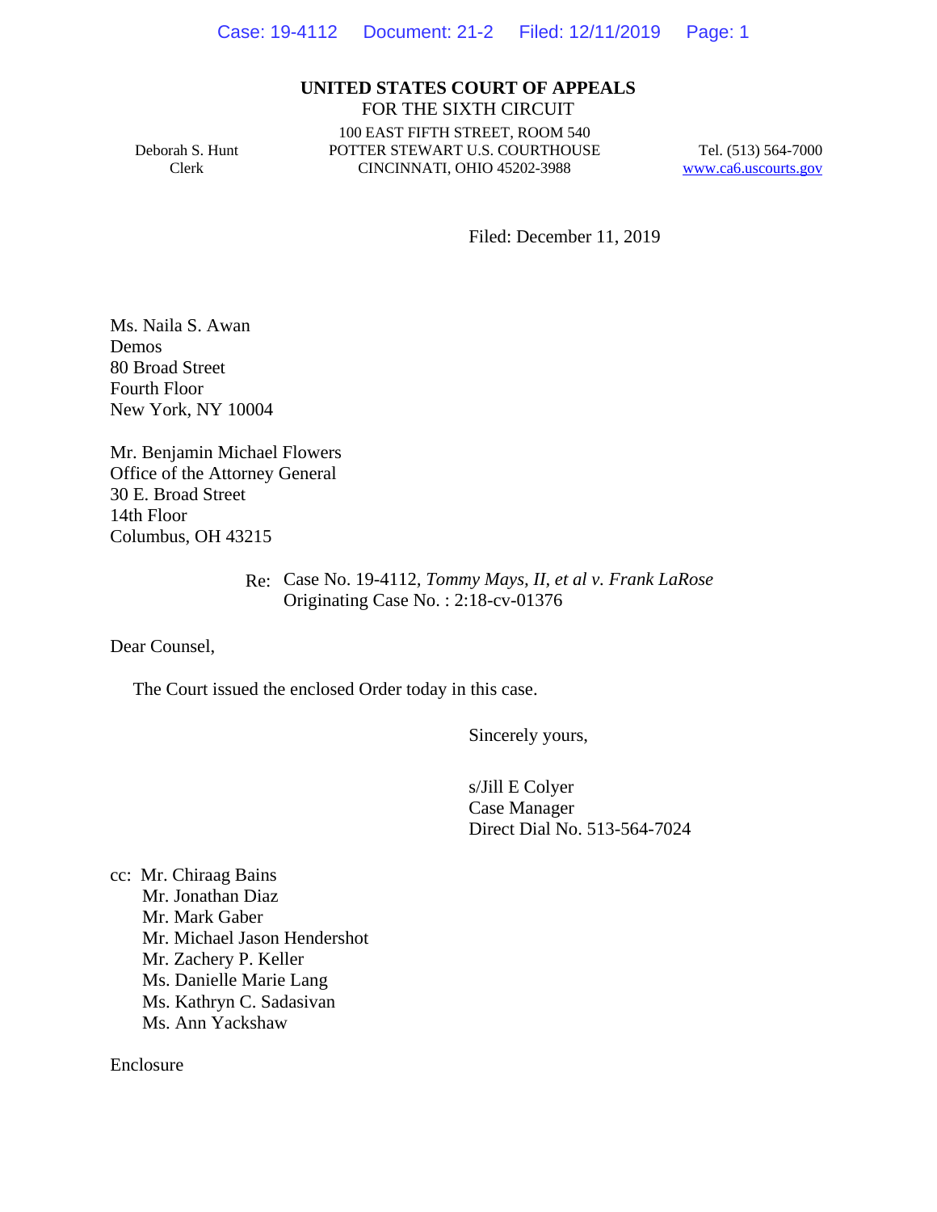**UNITED STATES COURT OF APPEALS**
FOR THE SIXTH CIRCUIT

Deborah S. Hunt
Clerk

100 EAST FIFTH STREET, ROOM 540
POTTER STEWART U.S. COURTHOUSE
CINCINNATI, OHIO 45202-3988

Tel. (513) 564-7000
www.ca6.uscourts.gov

Filed: December 11, 2019

Ms. Naila S. Awan
Demos
80 Broad Street
Fourth Floor
New York, NY 10004

Mr. Benjamin Michael Flowers
Office of the Attorney General
30 E. Broad Street
14th Floor
Columbus, OH 43215

Re: Case No. 19-4112, *Tommy Mays, II, et al v. Frank LaRose*
Originating Case No. : 2:18-cv-01376

Dear Counsel,

The Court issued the enclosed Order today in this case.

Sincerely yours,

s/Jill E Colyer
Case Manager
Direct Dial No. 513-564-7024

cc: Mr. Chiraag Bains
Mr. Jonathan Diaz
Mr. Mark Gaber
Mr. Michael Jason Hendershot
Mr. Zachery P. Keller
Ms. Danielle Marie Lang
Ms. Kathryn C. Sadasivan
Ms. Ann Yackshaw

Enclosure